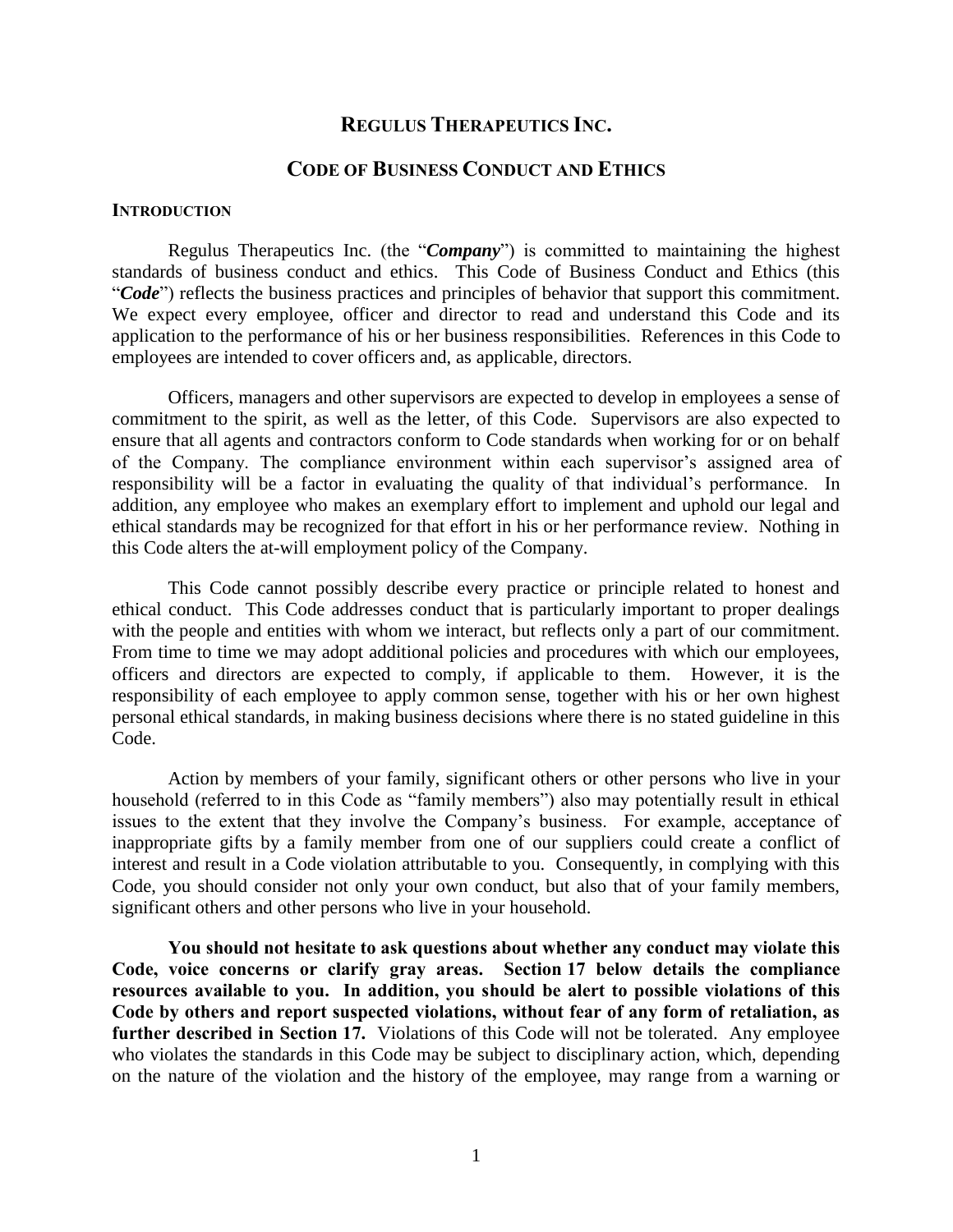# REGULUS THERAPEUTICS INC.

## CODE OF BUSINESS CONDUCT AND ETHICS

### INTRODUCTION

Regulus Therapeutics Inc. (the "***Company***") is committed to maintaining the highest standards of business conduct and ethics. This Code of Business Conduct and Ethics (this "***Code***") reflects the business practices and principles of behavior that support this commitment. We expect every employee, officer and director to read and understand this Code and its application to the performance of his or her business responsibilities. References in this Code to employees are intended to cover officers and, as applicable, directors.

Officers, managers and other supervisors are expected to develop in employees a sense of commitment to the spirit, as well as the letter, of this Code. Supervisors are also expected to ensure that all agents and contractors conform to Code standards when working for or on behalf of the Company. The compliance environment within each supervisor's assigned area of responsibility will be a factor in evaluating the quality of that individual's performance. In addition, any employee who makes an exemplary effort to implement and uphold our legal and ethical standards may be recognized for that effort in his or her performance review. Nothing in this Code alters the at-will employment policy of the Company.

This Code cannot possibly describe every practice or principle related to honest and ethical conduct. This Code addresses conduct that is particularly important to proper dealings with the people and entities with whom we interact, but reflects only a part of our commitment. From time to time we may adopt additional policies and procedures with which our employees, officers and directors are expected to comply, if applicable to them. However, it is the responsibility of each employee to apply common sense, together with his or her own highest personal ethical standards, in making business decisions where there is no stated guideline in this Code.

Action by members of your family, significant others or other persons who live in your household (referred to in this Code as "family members") also may potentially result in ethical issues to the extent that they involve the Company's business. For example, acceptance of inappropriate gifts by a family member from one of our suppliers could create a conflict of interest and result in a Code violation attributable to you. Consequently, in complying with this Code, you should consider not only your own conduct, but also that of your family members, significant others and other persons who live in your household.

**You should not hesitate to ask questions about whether any conduct may violate this Code, voice concerns or clarify gray areas. Section 17 below details the compliance resources available to you. In addition, you should be alert to possible violations of this Code by others and report suspected violations, without fear of any form of retaliation, as further described in Section 17.** Violations of this Code will not be tolerated. Any employee who violates the standards in this Code may be subject to disciplinary action, which, depending on the nature of the violation and the history of the employee, may range from a warning or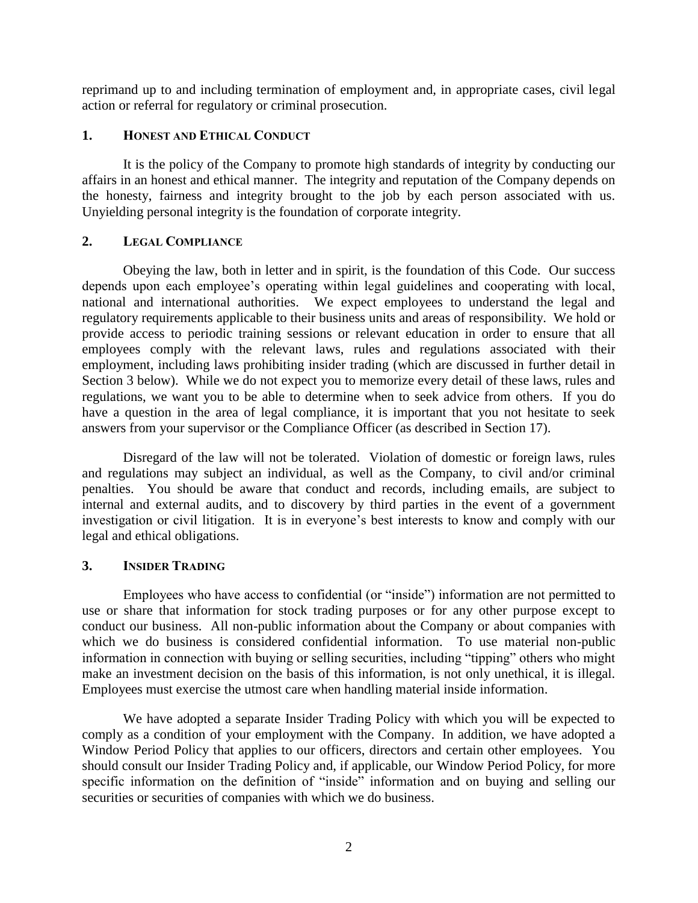reprimand up to and including termination of employment and, in appropriate cases, civil legal action or referral for regulatory or criminal prosecution.

## 1. Honest and Ethical Conduct

It is the policy of the Company to promote high standards of integrity by conducting our affairs in an honest and ethical manner. The integrity and reputation of the Company depends on the honesty, fairness and integrity brought to the job by each person associated with us. Unyielding personal integrity is the foundation of corporate integrity.

## 2. Legal Compliance

Obeying the law, both in letter and in spirit, is the foundation of this Code. Our success depends upon each employee's operating within legal guidelines and cooperating with local, national and international authorities. We expect employees to understand the legal and regulatory requirements applicable to their business units and areas of responsibility. We hold or provide access to periodic training sessions or relevant education in order to ensure that all employees comply with the relevant laws, rules and regulations associated with their employment, including laws prohibiting insider trading (which are discussed in further detail in Section 3 below). While we do not expect you to memorize every detail of these laws, rules and regulations, we want you to be able to determine when to seek advice from others. If you do have a question in the area of legal compliance, it is important that you not hesitate to seek answers from your supervisor or the Compliance Officer (as described in Section 17).

Disregard of the law will not be tolerated. Violation of domestic or foreign laws, rules and regulations may subject an individual, as well as the Company, to civil and/or criminal penalties. You should be aware that conduct and records, including emails, are subject to internal and external audits, and to discovery by third parties in the event of a government investigation or civil litigation. It is in everyone's best interests to know and comply with our legal and ethical obligations.

## 3. Insider Trading

Employees who have access to confidential (or "inside") information are not permitted to use or share that information for stock trading purposes or for any other purpose except to conduct our business. All non-public information about the Company or about companies with which we do business is considered confidential information. To use material non-public information in connection with buying or selling securities, including "tipping" others who might make an investment decision on the basis of this information, is not only unethical, it is illegal. Employees must exercise the utmost care when handling material inside information.

We have adopted a separate Insider Trading Policy with which you will be expected to comply as a condition of your employment with the Company. In addition, we have adopted a Window Period Policy that applies to our officers, directors and certain other employees. You should consult our Insider Trading Policy and, if applicable, our Window Period Policy, for more specific information on the definition of "inside" information and on buying and selling our securities or securities of companies with which we do business.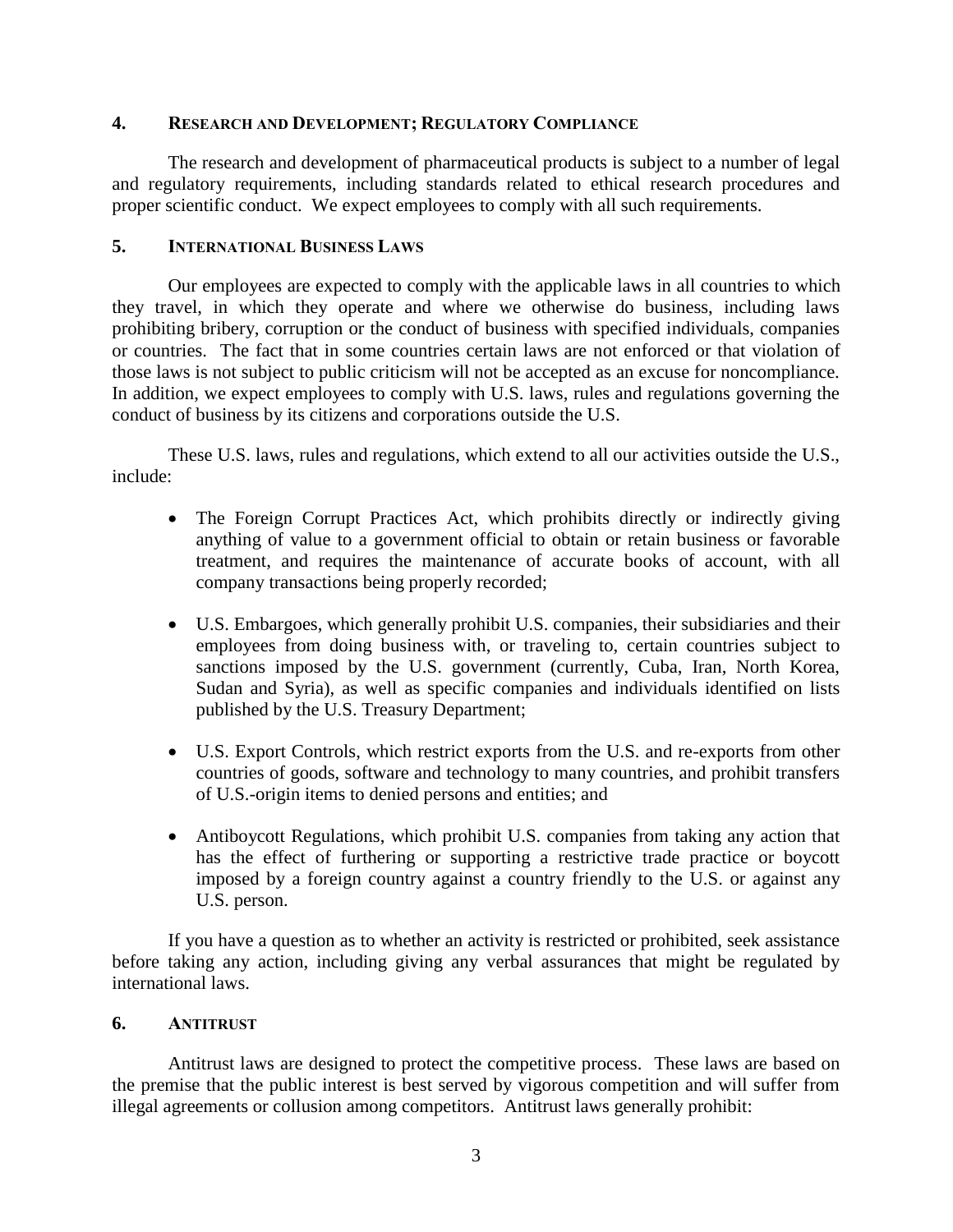## 4. Research and Development; Regulatory Compliance

The research and development of pharmaceutical products is subject to a number of legal and regulatory requirements, including standards related to ethical research procedures and proper scientific conduct. We expect employees to comply with all such requirements.

## 5. International Business Laws

Our employees are expected to comply with the applicable laws in all countries to which they travel, in which they operate and where we otherwise do business, including laws prohibiting bribery, corruption or the conduct of business with specified individuals, companies or countries. The fact that in some countries certain laws are not enforced or that violation of those laws is not subject to public criticism will not be accepted as an excuse for noncompliance. In addition, we expect employees to comply with U.S. laws, rules and regulations governing the conduct of business by its citizens and corporations outside the U.S.

These U.S. laws, rules and regulations, which extend to all our activities outside the U.S., include:

- The Foreign Corrupt Practices Act, which prohibits directly or indirectly giving anything of value to a government official to obtain or retain business or favorable treatment, and requires the maintenance of accurate books of account, with all company transactions being properly recorded;
- U.S. Embargoes, which generally prohibit U.S. companies, their subsidiaries and their employees from doing business with, or traveling to, certain countries subject to sanctions imposed by the U.S. government (currently, Cuba, Iran, North Korea, Sudan and Syria), as well as specific companies and individuals identified on lists published by the U.S. Treasury Department;
- U.S. Export Controls, which restrict exports from the U.S. and re-exports from other countries of goods, software and technology to many countries, and prohibit transfers of U.S.-origin items to denied persons and entities; and
- Antiboycott Regulations, which prohibit U.S. companies from taking any action that has the effect of furthering or supporting a restrictive trade practice or boycott imposed by a foreign country against a country friendly to the U.S. or against any U.S. person.

If you have a question as to whether an activity is restricted or prohibited, seek assistance before taking any action, including giving any verbal assurances that might be regulated by international laws.

## 6. Antitrust

Antitrust laws are designed to protect the competitive process. These laws are based on the premise that the public interest is best served by vigorous competition and will suffer from illegal agreements or collusion among competitors. Antitrust laws generally prohibit: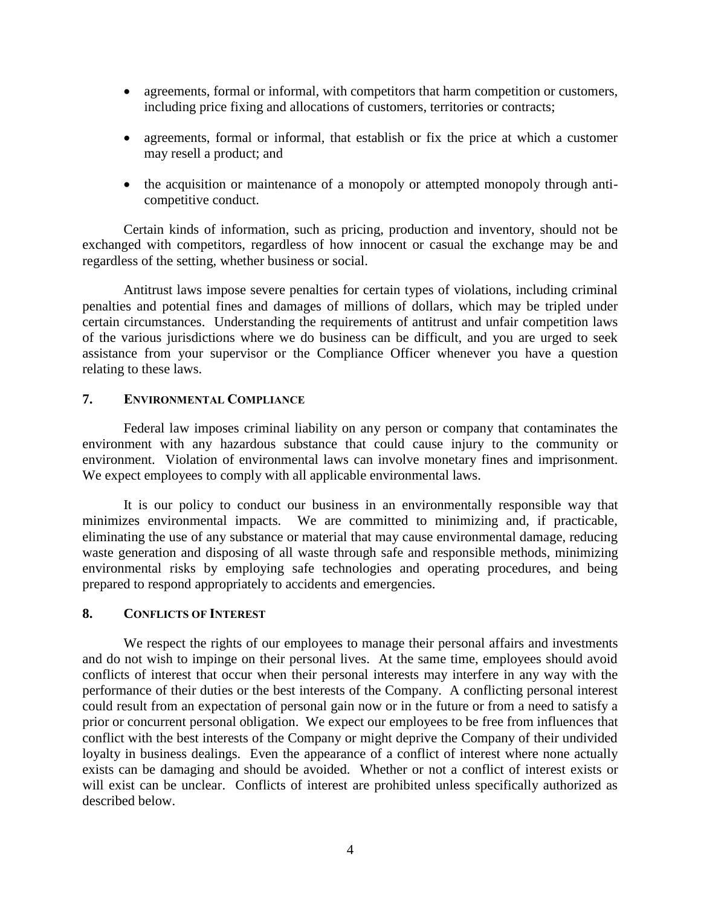- agreements, formal or informal, with competitors that harm competition or customers, including price fixing and allocations of customers, territories or contracts;

- agreements, formal or informal, that establish or fix the price at which a customer may resell a product; and

- the acquisition or maintenance of a monopoly or attempted monopoly through anti-competitive conduct.

Certain kinds of information, such as pricing, production and inventory, should not be exchanged with competitors, regardless of how innocent or casual the exchange may be and regardless of the setting, whether business or social.

Antitrust laws impose severe penalties for certain types of violations, including criminal penalties and potential fines and damages of millions of dollars, which may be tripled under certain circumstances. Understanding the requirements of antitrust and unfair competition laws of the various jurisdictions where we do business can be difficult, and you are urged to seek assistance from your supervisor or the Compliance Officer whenever you have a question relating to these laws.

## 7. Environmental Compliance

Federal law imposes criminal liability on any person or company that contaminates the environment with any hazardous substance that could cause injury to the community or environment. Violation of environmental laws can involve monetary fines and imprisonment. We expect employees to comply with all applicable environmental laws.

It is our policy to conduct our business in an environmentally responsible way that minimizes environmental impacts. We are committed to minimizing and, if practicable, eliminating the use of any substance or material that may cause environmental damage, reducing waste generation and disposing of all waste through safe and responsible methods, minimizing environmental risks by employing safe technologies and operating procedures, and being prepared to respond appropriately to accidents and emergencies.

## 8. Conflicts of Interest

We respect the rights of our employees to manage their personal affairs and investments and do not wish to impinge on their personal lives. At the same time, employees should avoid conflicts of interest that occur when their personal interests may interfere in any way with the performance of their duties or the best interests of the Company. A conflicting personal interest could result from an expectation of personal gain now or in the future or from a need to satisfy a prior or concurrent personal obligation. We expect our employees to be free from influences that conflict with the best interests of the Company or might deprive the Company of their undivided loyalty in business dealings. Even the appearance of a conflict of interest where none actually exists can be damaging and should be avoided. Whether or not a conflict of interest exists or will exist can be unclear. Conflicts of interest are prohibited unless specifically authorized as described below.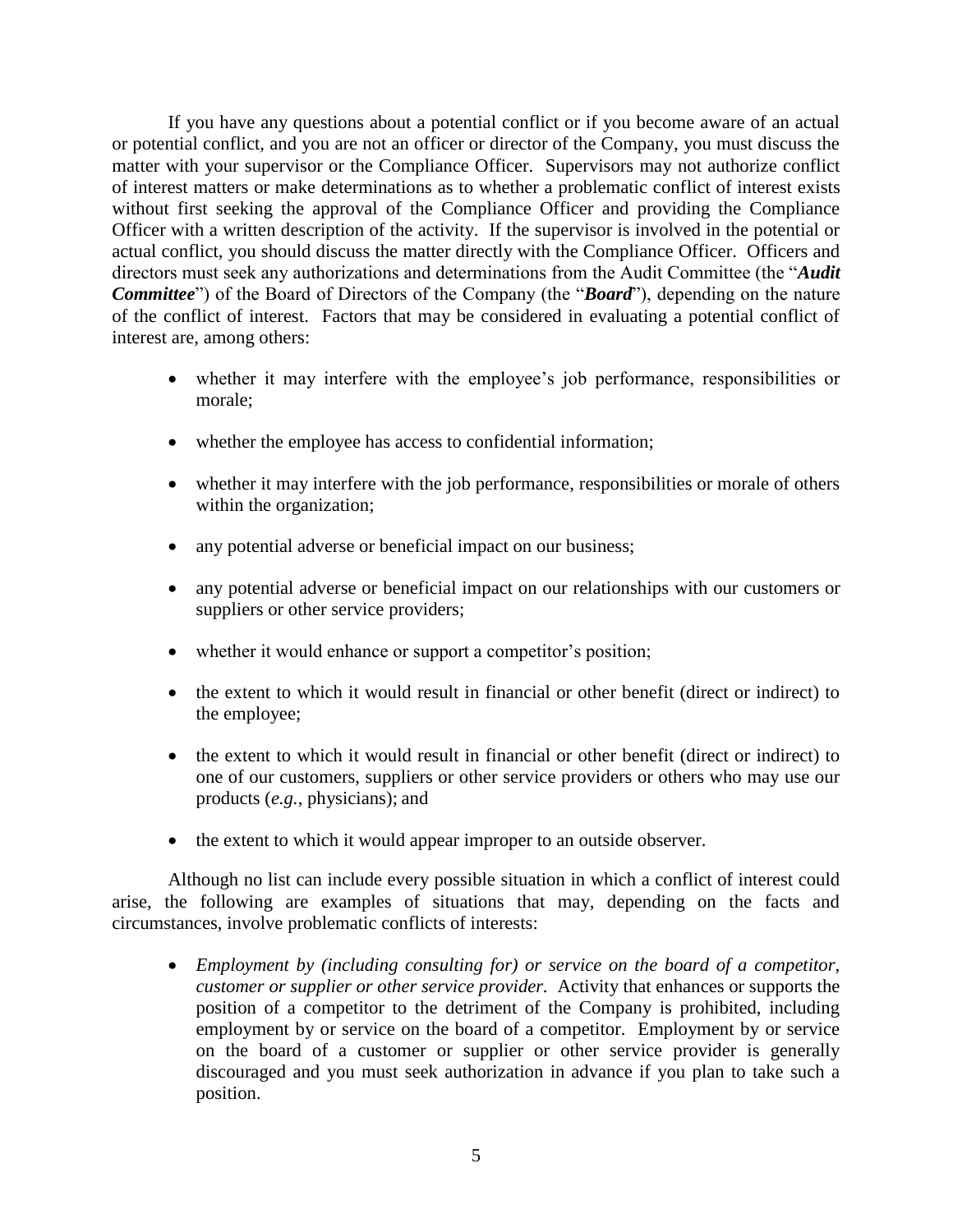If you have any questions about a potential conflict or if you become aware of an actual or potential conflict, and you are not an officer or director of the Company, you must discuss the matter with your supervisor or the Compliance Officer. Supervisors may not authorize conflict of interest matters or make determinations as to whether a problematic conflict of interest exists without first seeking the approval of the Compliance Officer and providing the Compliance Officer with a written description of the activity. If the supervisor is involved in the potential or actual conflict, you should discuss the matter directly with the Compliance Officer. Officers and directors must seek any authorizations and determinations from the Audit Committee (the "***Audit Committee***") of the Board of Directors of the Company (the "***Board***"), depending on the nature of the conflict of interest. Factors that may be considered in evaluating a potential conflict of interest are, among others:

- whether it may interfere with the employee's job performance, responsibilities or morale;
- whether the employee has access to confidential information;
- whether it may interfere with the job performance, responsibilities or morale of others within the organization;
- any potential adverse or beneficial impact on our business;
- any potential adverse or beneficial impact on our relationships with our customers or suppliers or other service providers;
- whether it would enhance or support a competitor's position;
- the extent to which it would result in financial or other benefit (direct or indirect) to the employee;
- the extent to which it would result in financial or other benefit (direct or indirect) to one of our customers, suppliers or other service providers or others who may use our products (*e.g.*, physicians); and
- the extent to which it would appear improper to an outside observer.

Although no list can include every possible situation in which a conflict of interest could arise, the following are examples of situations that may, depending on the facts and circumstances, involve problematic conflicts of interests:

- *Employment by (including consulting for) or service on the board of a competitor, customer or supplier or other service provider.* Activity that enhances or supports the position of a competitor to the detriment of the Company is prohibited, including employment by or service on the board of a competitor. Employment by or service on the board of a customer or supplier or other service provider is generally discouraged and you must seek authorization in advance if you plan to take such a position.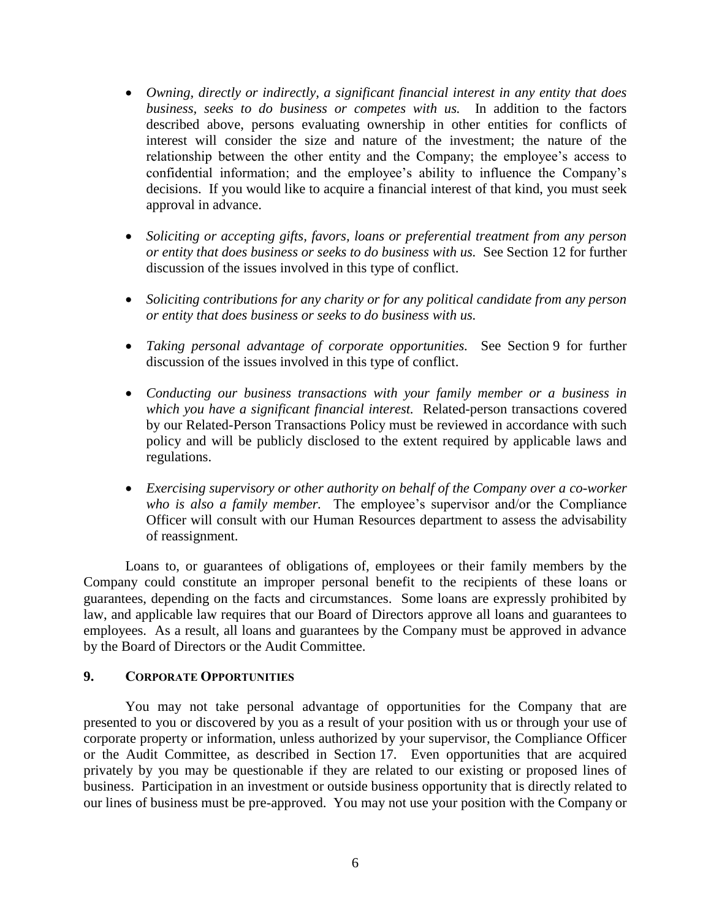- *Owning, directly or indirectly, a significant financial interest in any entity that does business, seeks to do business or competes with us.* In addition to the factors described above, persons evaluating ownership in other entities for conflicts of interest will consider the size and nature of the investment; the nature of the relationship between the other entity and the Company; the employee's access to confidential information; and the employee's ability to influence the Company's decisions. If you would like to acquire a financial interest of that kind, you must seek approval in advance.

- *Soliciting or accepting gifts, favors, loans or preferential treatment from any person or entity that does business or seeks to do business with us.* See Section 12 for further discussion of the issues involved in this type of conflict.

- *Soliciting contributions for any charity or for any political candidate from any person or entity that does business or seeks to do business with us.*

- *Taking personal advantage of corporate opportunities.* See Section 9 for further discussion of the issues involved in this type of conflict.

- *Conducting our business transactions with your family member or a business in which you have a significant financial interest.* Related-person transactions covered by our Related-Person Transactions Policy must be reviewed in accordance with such policy and will be publicly disclosed to the extent required by applicable laws and regulations.

- *Exercising supervisory or other authority on behalf of the Company over a co-worker who is also a family member.* The employee's supervisor and/or the Compliance Officer will consult with our Human Resources department to assess the advisability of reassignment.

Loans to, or guarantees of obligations of, employees or their family members by the Company could constitute an improper personal benefit to the recipients of these loans or guarantees, depending on the facts and circumstances. Some loans are expressly prohibited by law, and applicable law requires that our Board of Directors approve all loans and guarantees to employees. As a result, all loans and guarantees by the Company must be approved in advance by the Board of Directors or the Audit Committee.

## 9. CORPORATE OPPORTUNITIES

You may not take personal advantage of opportunities for the Company that are presented to you or discovered by you as a result of your position with us or through your use of corporate property or information, unless authorized by your supervisor, the Compliance Officer or the Audit Committee, as described in Section 17. Even opportunities that are acquired privately by you may be questionable if they are related to our existing or proposed lines of business. Participation in an investment or outside business opportunity that is directly related to our lines of business must be pre-approved. You may not use your position with the Company or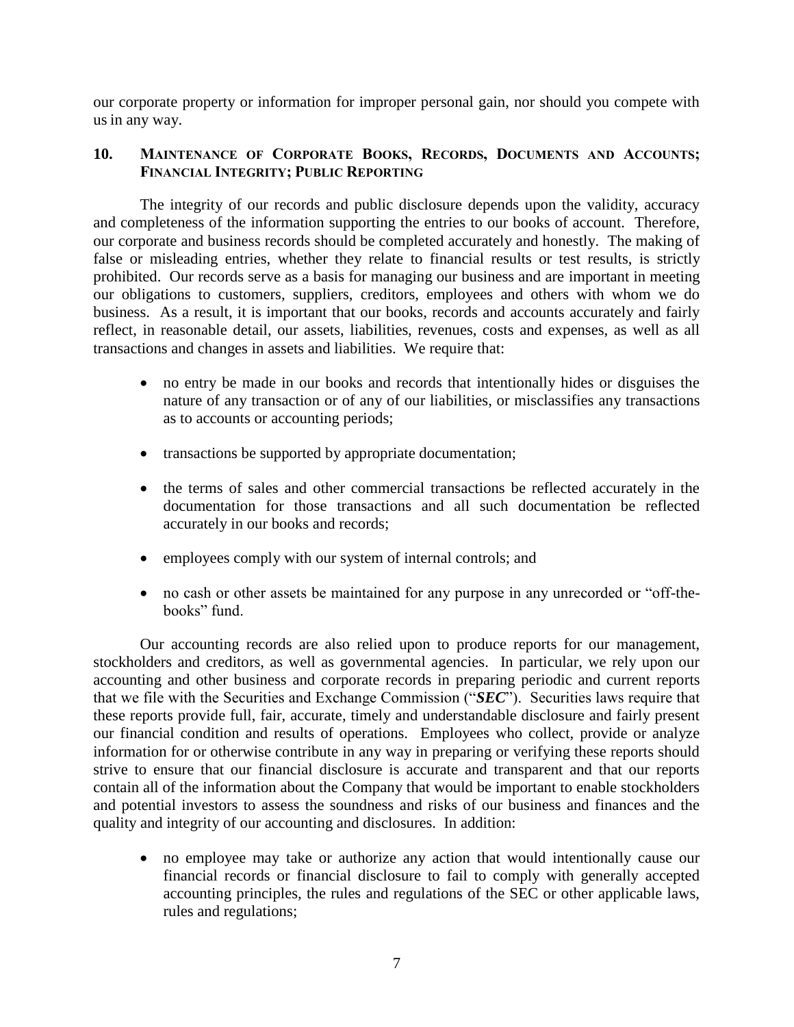our corporate property or information for improper personal gain, nor should you compete with us in any way.

## 10. Maintenance of Corporate Books, Records, Documents and Accounts; Financial Integrity; Public Reporting

The integrity of our records and public disclosure depends upon the validity, accuracy and completeness of the information supporting the entries to our books of account. Therefore, our corporate and business records should be completed accurately and honestly. The making of false or misleading entries, whether they relate to financial results or test results, is strictly prohibited. Our records serve as a basis for managing our business and are important in meeting our obligations to customers, suppliers, creditors, employees and others with whom we do business. As a result, it is important that our books, records and accounts accurately and fairly reflect, in reasonable detail, our assets, liabilities, revenues, costs and expenses, as well as all transactions and changes in assets and liabilities. We require that:

- no entry be made in our books and records that intentionally hides or disguises the nature of any transaction or of any of our liabilities, or misclassifies any transactions as to accounts or accounting periods;
- transactions be supported by appropriate documentation;
- the terms of sales and other commercial transactions be reflected accurately in the documentation for those transactions and all such documentation be reflected accurately in our books and records;
- employees comply with our system of internal controls; and
- no cash or other assets be maintained for any purpose in any unrecorded or "off-the-books" fund.

Our accounting records are also relied upon to produce reports for our management, stockholders and creditors, as well as governmental agencies. In particular, we rely upon our accounting and other business and corporate records in preparing periodic and current reports that we file with the Securities and Exchange Commission ("***SEC***"). Securities laws require that these reports provide full, fair, accurate, timely and understandable disclosure and fairly present our financial condition and results of operations. Employees who collect, provide or analyze information for or otherwise contribute in any way in preparing or verifying these reports should strive to ensure that our financial disclosure is accurate and transparent and that our reports contain all of the information about the Company that would be important to enable stockholders and potential investors to assess the soundness and risks of our business and finances and the quality and integrity of our accounting and disclosures. In addition:

- no employee may take or authorize any action that would intentionally cause our financial records or financial disclosure to fail to comply with generally accepted accounting principles, the rules and regulations of the SEC or other applicable laws, rules and regulations;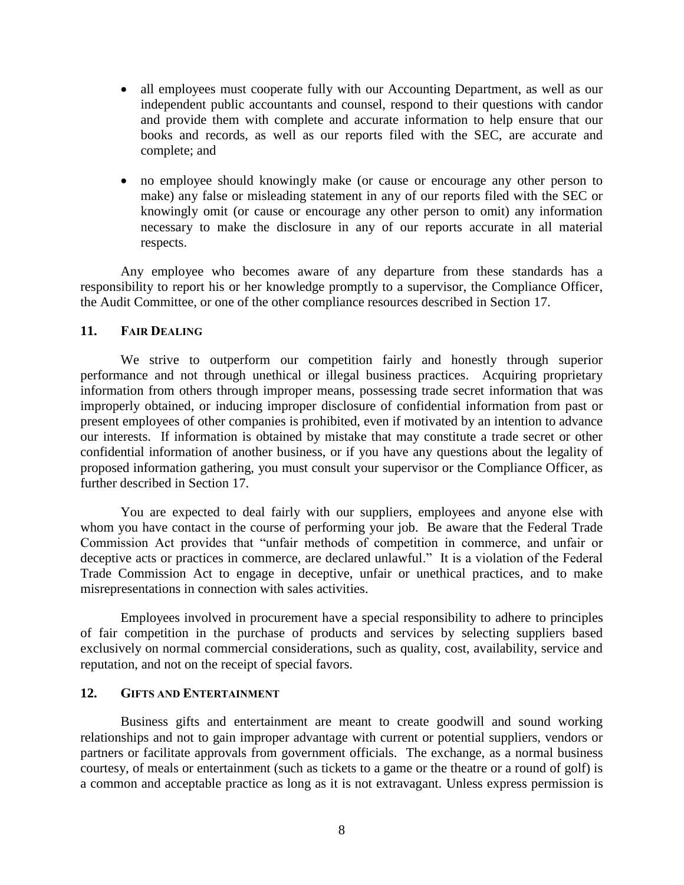- all employees must cooperate fully with our Accounting Department, as well as our independent public accountants and counsel, respond to their questions with candor and provide them with complete and accurate information to help ensure that our books and records, as well as our reports filed with the SEC, are accurate and complete; and

- no employee should knowingly make (or cause or encourage any other person to make) any false or misleading statement in any of our reports filed with the SEC or knowingly omit (or cause or encourage any other person to omit) any information necessary to make the disclosure in any of our reports accurate in all material respects.

Any employee who becomes aware of any departure from these standards has a responsibility to report his or her knowledge promptly to a supervisor, the Compliance Officer, the Audit Committee, or one of the other compliance resources described in Section 17.

## 11. FAIR DEALING

We strive to outperform our competition fairly and honestly through superior performance and not through unethical or illegal business practices. Acquiring proprietary information from others through improper means, possessing trade secret information that was improperly obtained, or inducing improper disclosure of confidential information from past or present employees of other companies is prohibited, even if motivated by an intention to advance our interests. If information is obtained by mistake that may constitute a trade secret or other confidential information of another business, or if you have any questions about the legality of proposed information gathering, you must consult your supervisor or the Compliance Officer, as further described in Section 17.

You are expected to deal fairly with our suppliers, employees and anyone else with whom you have contact in the course of performing your job. Be aware that the Federal Trade Commission Act provides that "unfair methods of competition in commerce, and unfair or deceptive acts or practices in commerce, are declared unlawful." It is a violation of the Federal Trade Commission Act to engage in deceptive, unfair or unethical practices, and to make misrepresentations in connection with sales activities.

Employees involved in procurement have a special responsibility to adhere to principles of fair competition in the purchase of products and services by selecting suppliers based exclusively on normal commercial considerations, such as quality, cost, availability, service and reputation, and not on the receipt of special favors.

## 12. GIFTS AND ENTERTAINMENT

Business gifts and entertainment are meant to create goodwill and sound working relationships and not to gain improper advantage with current or potential suppliers, vendors or partners or facilitate approvals from government officials. The exchange, as a normal business courtesy, of meals or entertainment (such as tickets to a game or the theatre or a round of golf) is a common and acceptable practice as long as it is not extravagant. Unless express permission is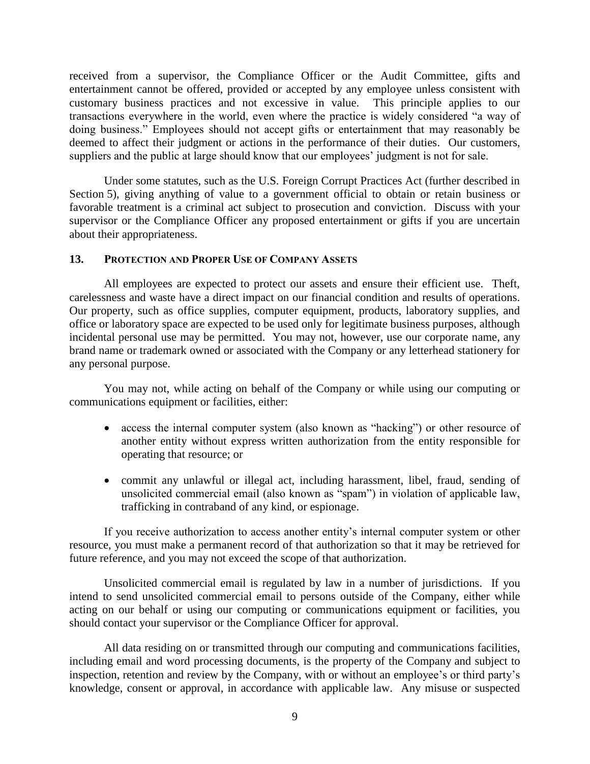received from a supervisor, the Compliance Officer or the Audit Committee, gifts and entertainment cannot be offered, provided or accepted by any employee unless consistent with customary business practices and not excessive in value. This principle applies to our transactions everywhere in the world, even where the practice is widely considered "a way of doing business." Employees should not accept gifts or entertainment that may reasonably be deemed to affect their judgment or actions in the performance of their duties. Our customers, suppliers and the public at large should know that our employees' judgment is not for sale.

Under some statutes, such as the U.S. Foreign Corrupt Practices Act (further described in Section 5), giving anything of value to a government official to obtain or retain business or favorable treatment is a criminal act subject to prosecution and conviction. Discuss with your supervisor or the Compliance Officer any proposed entertainment or gifts if you are uncertain about their appropriateness.

## 13. Protection and Proper Use of Company Assets

All employees are expected to protect our assets and ensure their efficient use. Theft, carelessness and waste have a direct impact on our financial condition and results of operations. Our property, such as office supplies, computer equipment, products, laboratory supplies, and office or laboratory space are expected to be used only for legitimate business purposes, although incidental personal use may be permitted. You may not, however, use our corporate name, any brand name or trademark owned or associated with the Company or any letterhead stationery for any personal purpose.

You may not, while acting on behalf of the Company or while using our computing or communications equipment or facilities, either:

- access the internal computer system (also known as "hacking") or other resource of another entity without express written authorization from the entity responsible for operating that resource; or
- commit any unlawful or illegal act, including harassment, libel, fraud, sending of unsolicited commercial email (also known as "spam") in violation of applicable law, trafficking in contraband of any kind, or espionage.

If you receive authorization to access another entity's internal computer system or other resource, you must make a permanent record of that authorization so that it may be retrieved for future reference, and you may not exceed the scope of that authorization.

Unsolicited commercial email is regulated by law in a number of jurisdictions. If you intend to send unsolicited commercial email to persons outside of the Company, either while acting on our behalf or using our computing or communications equipment or facilities, you should contact your supervisor or the Compliance Officer for approval.

All data residing on or transmitted through our computing and communications facilities, including email and word processing documents, is the property of the Company and subject to inspection, retention and review by the Company, with or without an employee's or third party's knowledge, consent or approval, in accordance with applicable law. Any misuse or suspected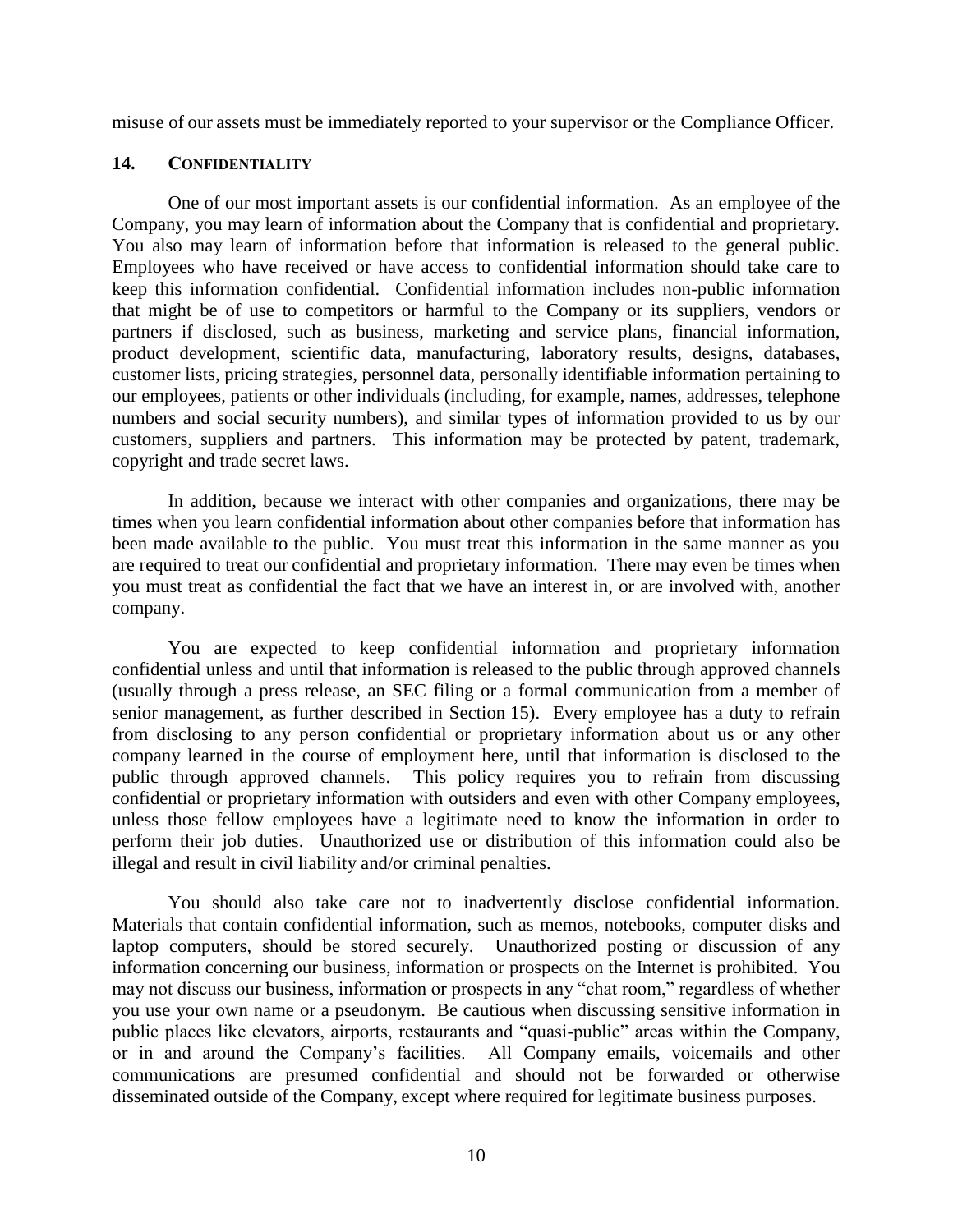misuse of our assets must be immediately reported to your supervisor or the Compliance Officer.

## 14. CONFIDENTIALITY

One of our most important assets is our confidential information. As an employee of the Company, you may learn of information about the Company that is confidential and proprietary. You also may learn of information before that information is released to the general public. Employees who have received or have access to confidential information should take care to keep this information confidential. Confidential information includes non-public information that might be of use to competitors or harmful to the Company or its suppliers, vendors or partners if disclosed, such as business, marketing and service plans, financial information, product development, scientific data, manufacturing, laboratory results, designs, databases, customer lists, pricing strategies, personnel data, personally identifiable information pertaining to our employees, patients or other individuals (including, for example, names, addresses, telephone numbers and social security numbers), and similar types of information provided to us by our customers, suppliers and partners. This information may be protected by patent, trademark, copyright and trade secret laws.

In addition, because we interact with other companies and organizations, there may be times when you learn confidential information about other companies before that information has been made available to the public. You must treat this information in the same manner as you are required to treat our confidential and proprietary information. There may even be times when you must treat as confidential the fact that we have an interest in, or are involved with, another company.

You are expected to keep confidential information and proprietary information confidential unless and until that information is released to the public through approved channels (usually through a press release, an SEC filing or a formal communication from a member of senior management, as further described in Section 15). Every employee has a duty to refrain from disclosing to any person confidential or proprietary information about us or any other company learned in the course of employment here, until that information is disclosed to the public through approved channels. This policy requires you to refrain from discussing confidential or proprietary information with outsiders and even with other Company employees, unless those fellow employees have a legitimate need to know the information in order to perform their job duties. Unauthorized use or distribution of this information could also be illegal and result in civil liability and/or criminal penalties.

You should also take care not to inadvertently disclose confidential information. Materials that contain confidential information, such as memos, notebooks, computer disks and laptop computers, should be stored securely. Unauthorized posting or discussion of any information concerning our business, information or prospects on the Internet is prohibited. You may not discuss our business, information or prospects in any "chat room," regardless of whether you use your own name or a pseudonym. Be cautious when discussing sensitive information in public places like elevators, airports, restaurants and "quasi-public" areas within the Company, or in and around the Company's facilities. All Company emails, voicemails and other communications are presumed confidential and should not be forwarded or otherwise disseminated outside of the Company, except where required for legitimate business purposes.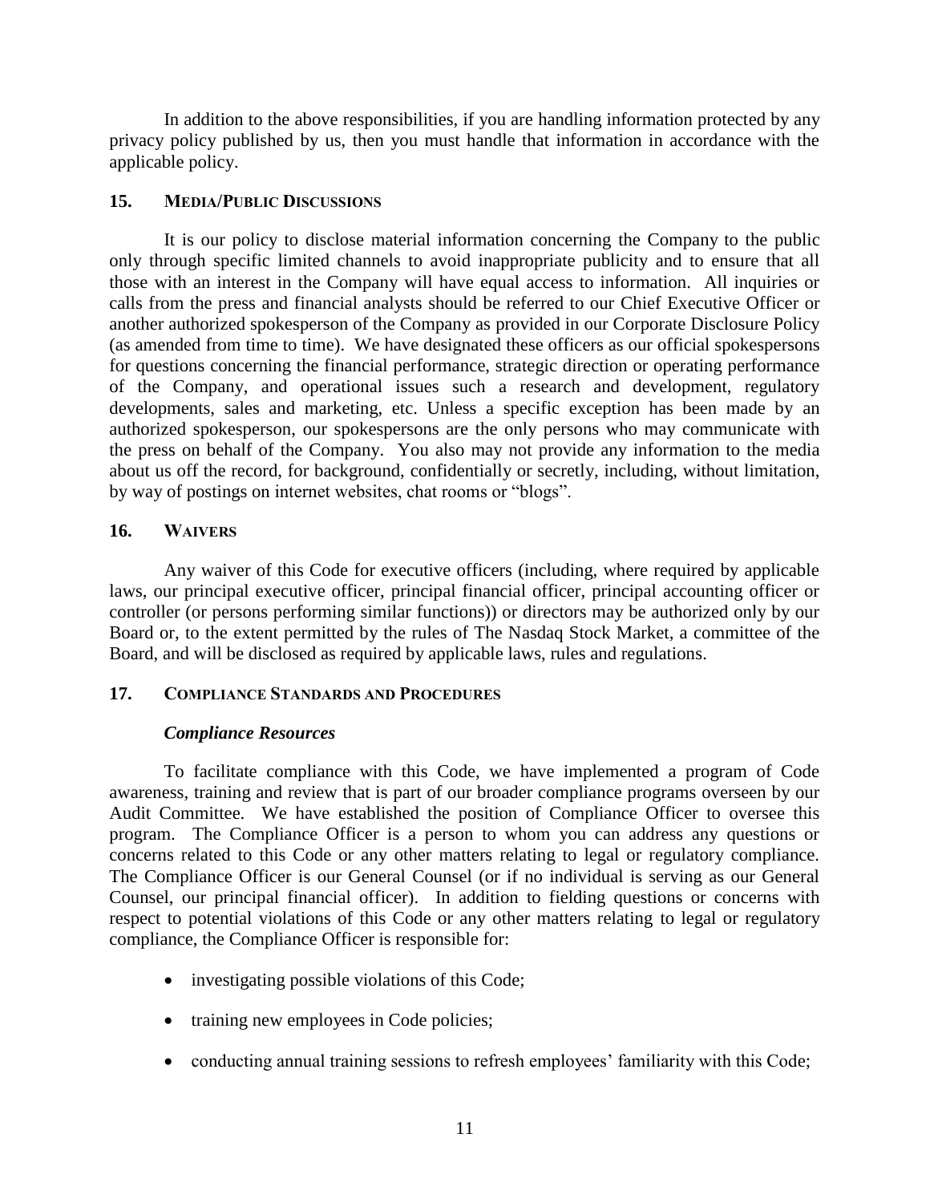In addition to the above responsibilities, if you are handling information protected by any privacy policy published by us, then you must handle that information in accordance with the applicable policy.

## 15. MEDIA/PUBLIC DISCUSSIONS

It is our policy to disclose material information concerning the Company to the public only through specific limited channels to avoid inappropriate publicity and to ensure that all those with an interest in the Company will have equal access to information. All inquiries or calls from the press and financial analysts should be referred to our Chief Executive Officer or another authorized spokesperson of the Company as provided in our Corporate Disclosure Policy (as amended from time to time). We have designated these officers as our official spokespersons for questions concerning the financial performance, strategic direction or operating performance of the Company, and operational issues such a research and development, regulatory developments, sales and marketing, etc. Unless a specific exception has been made by an authorized spokesperson, our spokespersons are the only persons who may communicate with the press on behalf of the Company. You also may not provide any information to the media about us off the record, for background, confidentially or secretly, including, without limitation, by way of postings on internet websites, chat rooms or "blogs".

## 16. WAIVERS

Any waiver of this Code for executive officers (including, where required by applicable laws, our principal executive officer, principal financial officer, principal accounting officer or controller (or persons performing similar functions)) or directors may be authorized only by our Board or, to the extent permitted by the rules of The Nasdaq Stock Market, a committee of the Board, and will be disclosed as required by applicable laws, rules and regulations.

## 17. COMPLIANCE STANDARDS AND PROCEDURES

### *Compliance Resources*

To facilitate compliance with this Code, we have implemented a program of Code awareness, training and review that is part of our broader compliance programs overseen by our Audit Committee. We have established the position of Compliance Officer to oversee this program. The Compliance Officer is a person to whom you can address any questions or concerns related to this Code or any other matters relating to legal or regulatory compliance. The Compliance Officer is our General Counsel (or if no individual is serving as our General Counsel, our principal financial officer). In addition to fielding questions or concerns with respect to potential violations of this Code or any other matters relating to legal or regulatory compliance, the Compliance Officer is responsible for:

- investigating possible violations of this Code;
- training new employees in Code policies;
- conducting annual training sessions to refresh employees' familiarity with this Code;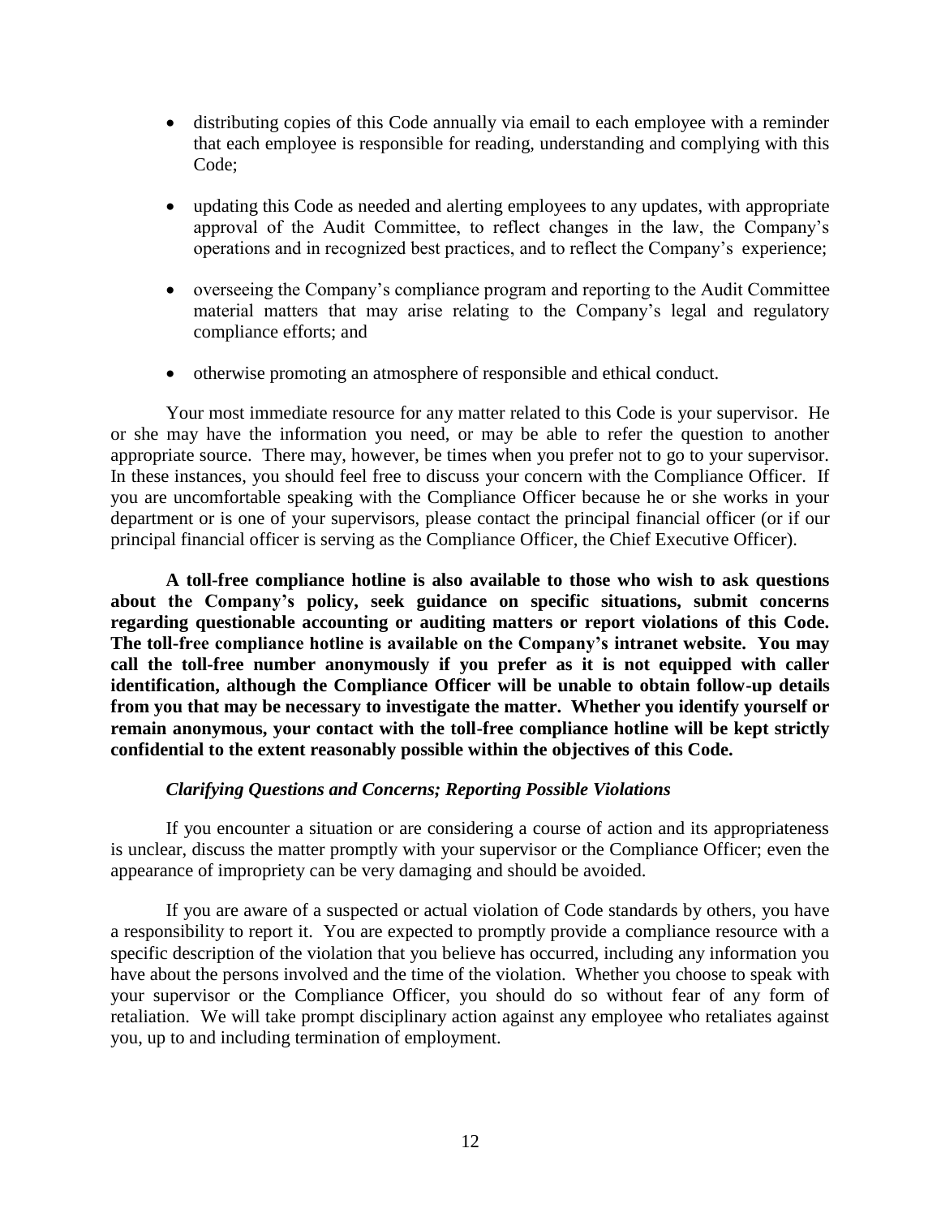- distributing copies of this Code annually via email to each employee with a reminder that each employee is responsible for reading, understanding and complying with this Code;
- updating this Code as needed and alerting employees to any updates, with appropriate approval of the Audit Committee, to reflect changes in the law, the Company's operations and in recognized best practices, and to reflect the Company's experience;
- overseeing the Company's compliance program and reporting to the Audit Committee material matters that may arise relating to the Company's legal and regulatory compliance efforts; and
- otherwise promoting an atmosphere of responsible and ethical conduct.

Your most immediate resource for any matter related to this Code is your supervisor. He or she may have the information you need, or may be able to refer the question to another appropriate source. There may, however, be times when you prefer not to go to your supervisor. In these instances, you should feel free to discuss your concern with the Compliance Officer. If you are uncomfortable speaking with the Compliance Officer because he or she works in your department or is one of your supervisors, please contact the principal financial officer (or if our principal financial officer is serving as the Compliance Officer, the Chief Executive Officer).

**A toll-free compliance hotline is also available to those who wish to ask questions about the Company's policy, seek guidance on specific situations, submit concerns regarding questionable accounting or auditing matters or report violations of this Code. The toll-free compliance hotline is available on the Company's intranet website. You may call the toll-free number anonymously if you prefer as it is not equipped with caller identification, although the Compliance Officer will be unable to obtain follow-up details from you that may be necessary to investigate the matter. Whether you identify yourself or remain anonymous, your contact with the toll-free compliance hotline will be kept strictly confidential to the extent reasonably possible within the objectives of this Code.**

***Clarifying Questions and Concerns; Reporting Possible Violations***

If you encounter a situation or are considering a course of action and its appropriateness is unclear, discuss the matter promptly with your supervisor or the Compliance Officer; even the appearance of impropriety can be very damaging and should be avoided.

If you are aware of a suspected or actual violation of Code standards by others, you have a responsibility to report it. You are expected to promptly provide a compliance resource with a specific description of the violation that you believe has occurred, including any information you have about the persons involved and the time of the violation. Whether you choose to speak with your supervisor or the Compliance Officer, you should do so without fear of any form of retaliation. We will take prompt disciplinary action against any employee who retaliates against you, up to and including termination of employment.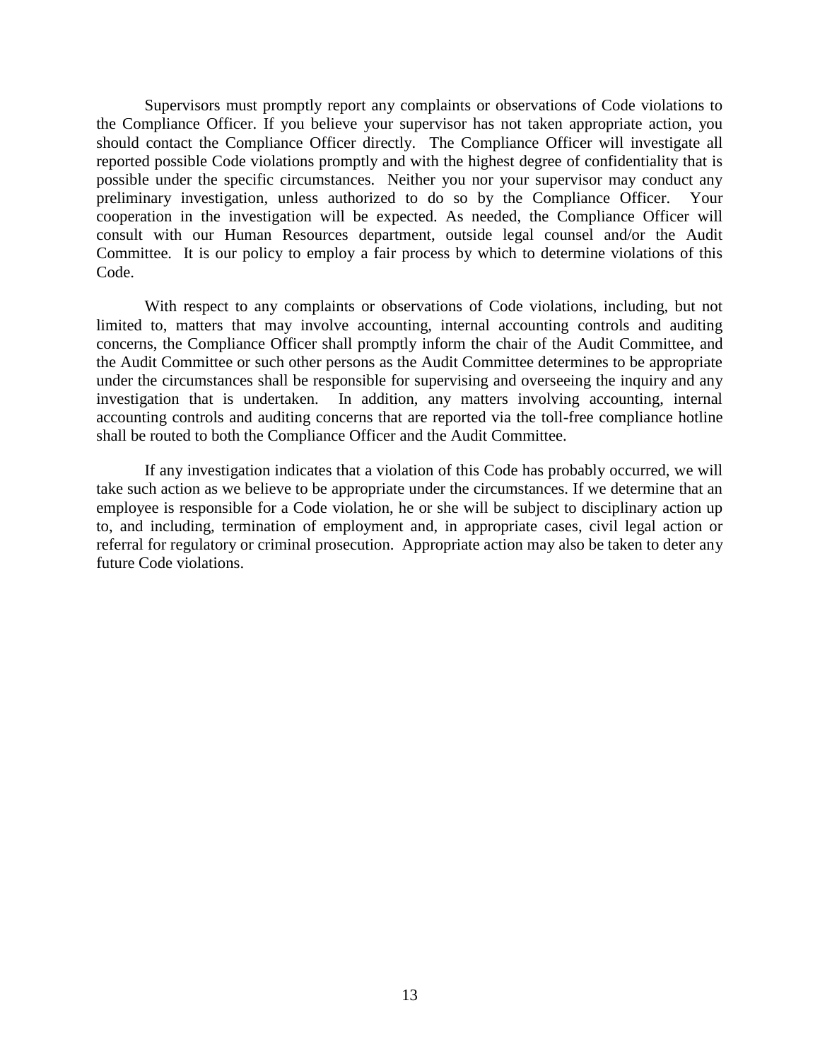Supervisors must promptly report any complaints or observations of Code violations to the Compliance Officer. If you believe your supervisor has not taken appropriate action, you should contact the Compliance Officer directly. The Compliance Officer will investigate all reported possible Code violations promptly and with the highest degree of confidentiality that is possible under the specific circumstances. Neither you nor your supervisor may conduct any preliminary investigation, unless authorized to do so by the Compliance Officer. Your cooperation in the investigation will be expected. As needed, the Compliance Officer will consult with our Human Resources department, outside legal counsel and/or the Audit Committee. It is our policy to employ a fair process by which to determine violations of this Code.

With respect to any complaints or observations of Code violations, including, but not limited to, matters that may involve accounting, internal accounting controls and auditing concerns, the Compliance Officer shall promptly inform the chair of the Audit Committee, and the Audit Committee or such other persons as the Audit Committee determines to be appropriate under the circumstances shall be responsible for supervising and overseeing the inquiry and any investigation that is undertaken. In addition, any matters involving accounting, internal accounting controls and auditing concerns that are reported via the toll-free compliance hotline shall be routed to both the Compliance Officer and the Audit Committee.

If any investigation indicates that a violation of this Code has probably occurred, we will take such action as we believe to be appropriate under the circumstances. If we determine that an employee is responsible for a Code violation, he or she will be subject to disciplinary action up to, and including, termination of employment and, in appropriate cases, civil legal action or referral for regulatory or criminal prosecution. Appropriate action may also be taken to deter any future Code violations.